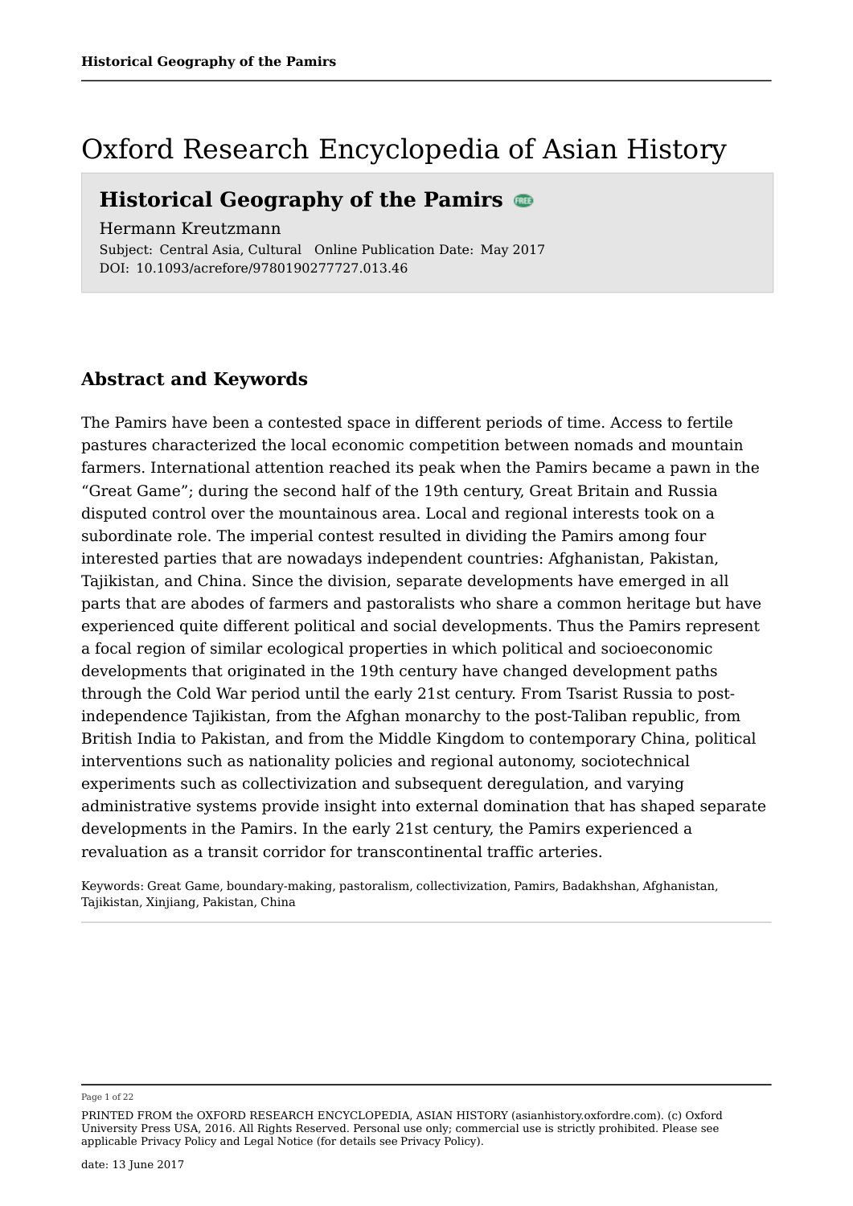# Oxford Research Encyclopedia of Asian History

## Historical Geography of the Pamirs

Hermann Kreutzmann

Subject: Central Asia, Cultural Online Publication Date: May 2017

DOI: 10.1093/acrefore/9780190277727.013.46

## Abstract and Keywords

The Pamirs have been a contested space in different periods of time. Access to fertile pastures characterized the local economic competition between nomads and mountain farmers. International attention reached its peak when the Pamirs became a pawn in the "Great Game"; during the second half of the 19th century, Great Britain and Russia disputed control over the mountainous area. Local and regional interests took on a subordinate role. The imperial contest resulted in dividing the Pamirs among four interested parties that are nowadays independent countries: Afghanistan, Pakistan, Tajikistan, and China. Since the division, separate developments have emerged in all parts that are abodes of farmers and pastoralists who share a common heritage but have experienced quite different political and social developments. Thus the Pamirs represent a focal region of similar ecological properties in which political and socioeconomic developments that originated in the 19th century have changed development paths through the Cold War period until the early 21st century. From Tsarist Russia to post-independence Tajikistan, from the Afghan monarchy to the post-Taliban republic, from British India to Pakistan, and from the Middle Kingdom to contemporary China, political interventions such as nationality policies and regional autonomy, sociotechnical experiments such as collectivization and subsequent deregulation, and varying administrative systems provide insight into external domination that has shaped separate developments in the Pamirs. In the early 21st century, the Pamirs experienced a revaluation as a transit corridor for transcontinental traffic arteries.

Keywords: Great Game, boundary-making, pastoralism, collectivization, Pamirs, Badakhshan, Afghanistan, Tajikistan, Xinjiang, Pakistan, China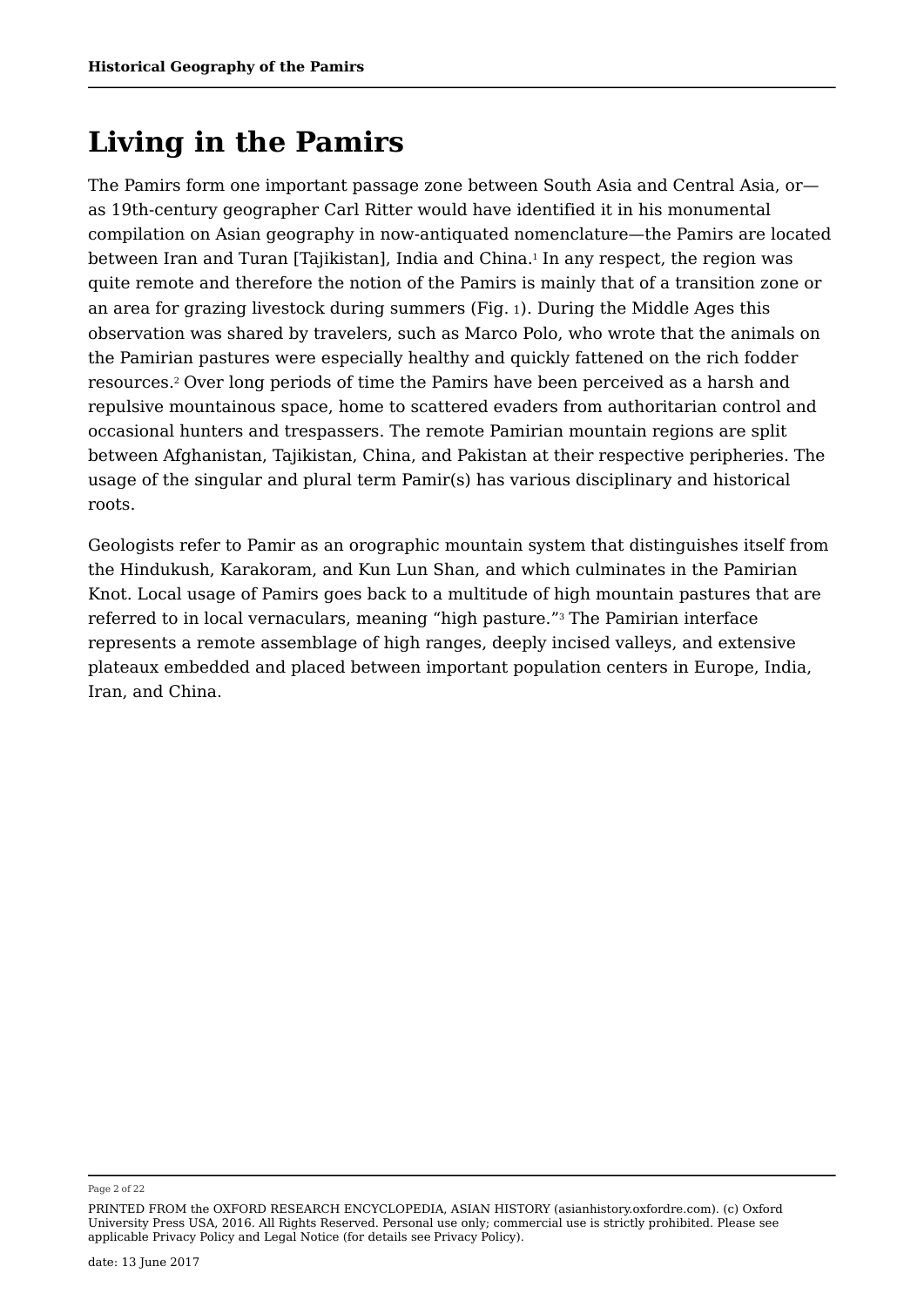# Living in the Pamirs

The Pamirs form one important passage zone between South Asia and Central Asia, or—as 19th-century geographer Carl Ritter would have identified it in his monumental compilation on Asian geography in now-antiquated nomenclature—the Pamirs are located between Iran and Turan [Tajikistan], India and China.[1] In any respect, the region was quite remote and therefore the notion of the Pamirs is mainly that of a transition zone or an area for grazing livestock during summers (Fig. 1). During the Middle Ages this observation was shared by travelers, such as Marco Polo, who wrote that the animals on the Pamirian pastures were especially healthy and quickly fattened on the rich fodder resources.[2] Over long periods of time the Pamirs have been perceived as a harsh and repulsive mountainous space, home to scattered evaders from authoritarian control and occasional hunters and trespassers. The remote Pamirian mountain regions are split between Afghanistan, Tajikistan, China, and Pakistan at their respective peripheries. The usage of the singular and plural term Pamir(s) has various disciplinary and historical roots.

Geologists refer to Pamir as an orographic mountain system that distinguishes itself from the Hindukush, Karakoram, and Kun Lun Shan, and which culminates in the Pamirian Knot. Local usage of Pamirs goes back to a multitude of high mountain pastures that are referred to in local vernaculars, meaning "high pasture."[3] The Pamirian interface represents a remote assemblage of high ranges, deeply incised valleys, and extensive plateaux embedded and placed between important population centers in Europe, India, Iran, and China.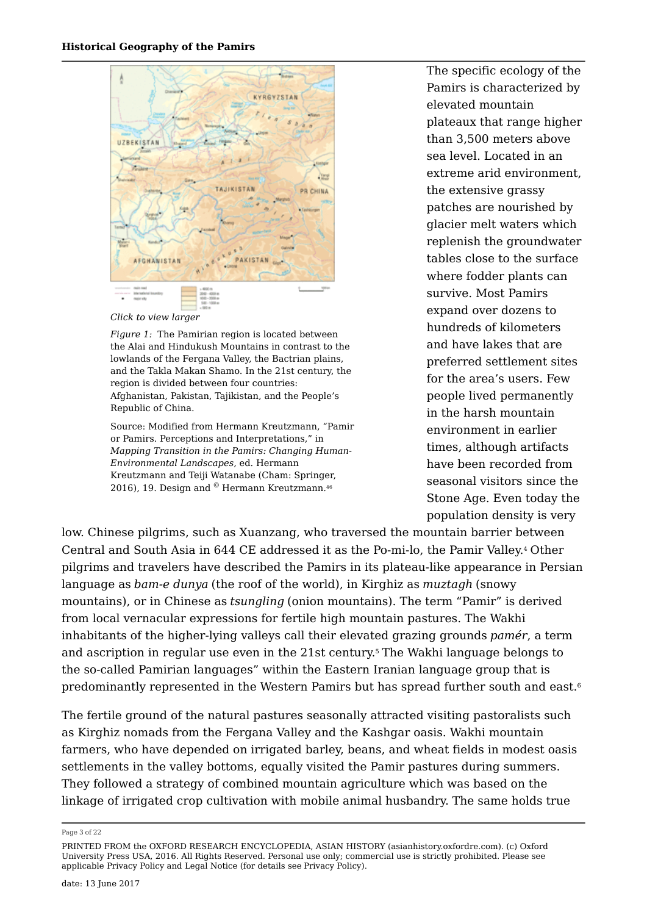Click to view larger

*Figure 1:* The Pamirian region is located between the Alai and Hindukush Mountains in contrast to the lowlands of the Fergana Valley, the Bactrian plains, and the Takla Makan Shamo. In the 21st century, the region is divided between four countries: Afghanistan, Pakistan, Tajikistan, and the People's Republic of China.

Source: Modified from Hermann Kreutzmann, "Pamir or Pamirs. Perceptions and Interpretations," in *Mapping Transition in the Pamirs: Changing Human-Environmental Landscapes*, ed. Hermann Kreutzmann and Teiji Watanabe (Cham: Springer, 2016), 19. Design and © Hermann Kreutzmann.[46]

The specific ecology of the Pamirs is characterized by elevated mountain plateaux that range higher than 3,500 meters above sea level. Located in an extreme arid environment, the extensive grassy patches are nourished by glacier melt waters which replenish the groundwater tables close to the surface where fodder plants can survive. Most Pamirs expand over dozens to hundreds of kilometers and have lakes that are preferred settlement sites for the area's users. Few people lived permanently in the harsh mountain environment in earlier times, although artifacts have been recorded from seasonal visitors since the Stone Age. Even today the population density is very low. Chinese pilgrims, such as Xuanzang, who traversed the mountain barrier between Central and South Asia in 644 CE addressed it as the Po-mi-lo, the Pamir Valley.[4] Other pilgrims and travelers have described the Pamirs in its plateau-like appearance in Persian language as *bam-e dunya* (the roof of the world), in Kirghiz as *muztagh* (snowy mountains), or in Chinese as *tsungling* (onion mountains). The term "Pamir" is derived from local vernacular expressions for fertile high mountain pastures. The Wakhi inhabitants of the higher-lying valleys call their elevated grazing grounds *pamér*, a term and ascription in regular use even in the 21st century.[5] The Wakhi language belongs to the so-called Pamirian languages" within the Eastern Iranian language group that is predominantly represented in the Western Pamirs but has spread further south and east.[6]

The fertile ground of the natural pastures seasonally attracted visiting pastoralists such as Kirghiz nomads from the Fergana Valley and the Kashgar oasis. Wakhi mountain farmers, who have depended on irrigated barley, beans, and wheat fields in modest oasis settlements in the valley bottoms, equally visited the Pamir pastures during summers. They followed a strategy of combined mountain agriculture which was based on the linkage of irrigated crop cultivation with mobile animal husbandry. The same holds true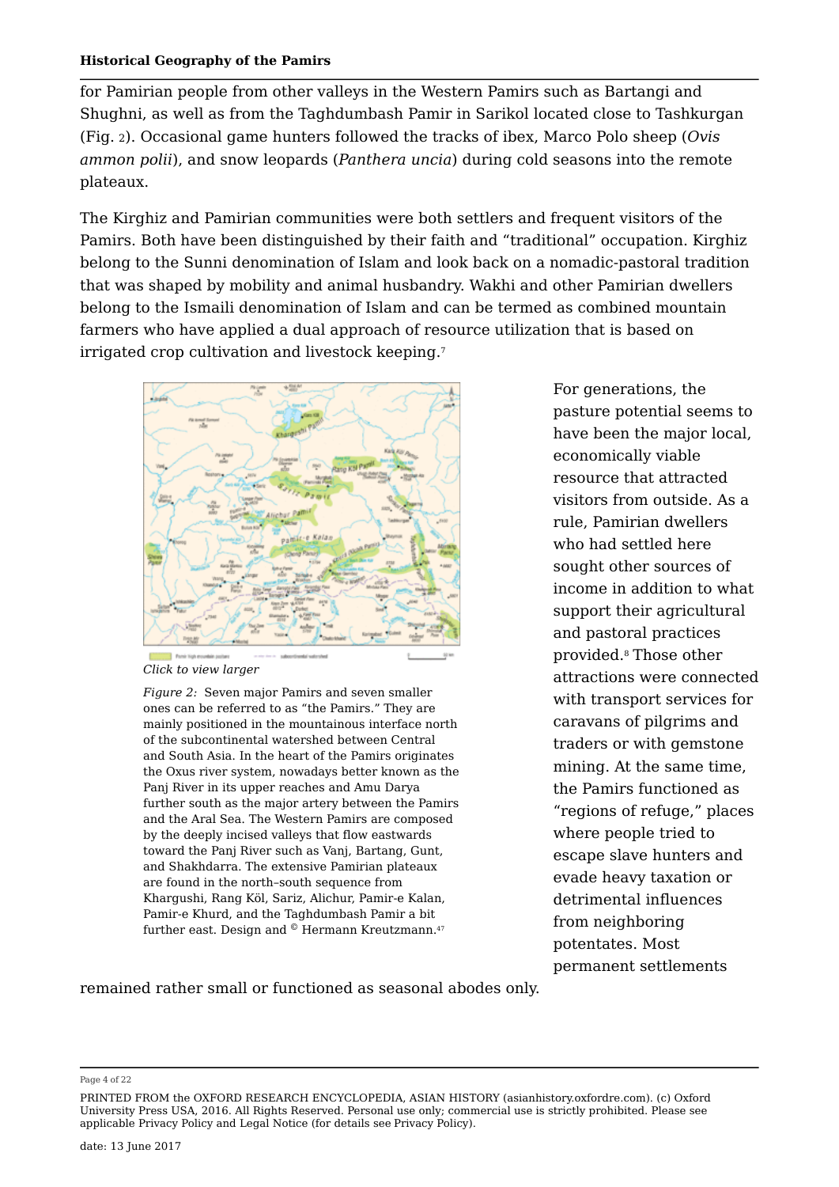for Pamirian people from other valleys in the Western Pamirs such as Bartangi and Shughni, as well as from the Taghdumbash Pamir in Sarikol located close to Tashkurgan (Fig. 2). Occasional game hunters followed the tracks of ibex, Marco Polo sheep (*Ovis ammon polii*), and snow leopards (*Panthera uncia*) during cold seasons into the remote plateaux.

The Kirghiz and Pamirian communities were both settlers and frequent visitors of the Pamirs. Both have been distinguished by their faith and "traditional" occupation. Kirghiz belong to the Sunni denomination of Islam and look back on a nomadic-pastoral tradition that was shaped by mobility and animal husbandry. Wakhi and other Pamirian dwellers belong to the Ismaili denomination of Islam and can be termed as combined mountain farmers who have applied a dual approach of resource utilization that is based on irrigated crop cultivation and livestock keeping.[7]

*Click to view larger*

*Figure 2:* Seven major Pamirs and seven smaller ones can be referred to as "the Pamirs." They are mainly positioned in the mountainous interface north of the subcontinental watershed between Central and South Asia. In the heart of the Pamirs originates the Oxus river system, nowadays better known as the Panj River in its upper reaches and Amu Darya further south as the major artery between the Pamirs and the Aral Sea. The Western Pamirs are composed by the deeply incised valleys that flow eastwards toward the Panj River such as Vanj, Bartang, Gunt, and Shakhdarra. The extensive Pamirian plateaux are found in the north–south sequence from Khargushi, Rang Köl, Sariz, Alichur, Pamir-e Kalan, Pamir-e Khurd, and the Taghdumbash Pamir a bit further east. Design and © Hermann Kreutzmann.[47]

For generations, the pasture potential seems to have been the major local, economically viable resource that attracted visitors from outside. As a rule, Pamirian dwellers who had settled here sought other sources of income in addition to what support their agricultural and pastoral practices provided.[8] Those other attractions were connected with transport services for caravans of pilgrims and traders or with gemstone mining. At the same time, the Pamirs functioned as "regions of refuge," places where people tried to escape slave hunters and evade heavy taxation or detrimental influences from neighboring potentates. Most permanent settlements remained rather small or functioned as seasonal abodes only.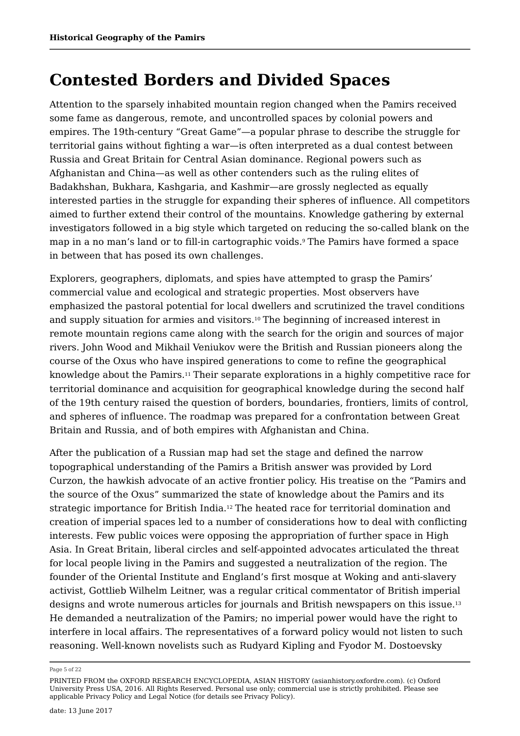## Contested Borders and Divided Spaces

Attention to the sparsely inhabited mountain region changed when the Pamirs received some fame as dangerous, remote, and uncontrolled spaces by colonial powers and empires. The 19th-century "Great Game"—a popular phrase to describe the struggle for territorial gains without fighting a war—is often interpreted as a dual contest between Russia and Great Britain for Central Asian dominance. Regional powers such as Afghanistan and China—as well as other contenders such as the ruling elites of Badakhshan, Bukhara, Kashgaria, and Kashmir—are grossly neglected as equally interested parties in the struggle for expanding their spheres of influence. All competitors aimed to further extend their control of the mountains. Knowledge gathering by external investigators followed in a big style which targeted on reducing the so-called blank on the map in a no man's land or to fill-in cartographic voids.[9] The Pamirs have formed a space in between that has posed its own challenges.

Explorers, geographers, diplomats, and spies have attempted to grasp the Pamirs' commercial value and ecological and strategic properties. Most observers have emphasized the pastoral potential for local dwellers and scrutinized the travel conditions and supply situation for armies and visitors.[10] The beginning of increased interest in remote mountain regions came along with the search for the origin and sources of major rivers. John Wood and Mikhail Veniukov were the British and Russian pioneers along the course of the Oxus who have inspired generations to come to refine the geographical knowledge about the Pamirs.[11] Their separate explorations in a highly competitive race for territorial dominance and acquisition for geographical knowledge during the second half of the 19th century raised the question of borders, boundaries, frontiers, limits of control, and spheres of influence. The roadmap was prepared for a confrontation between Great Britain and Russia, and of both empires with Afghanistan and China.

After the publication of a Russian map had set the stage and defined the narrow topographical understanding of the Pamirs a British answer was provided by Lord Curzon, the hawkish advocate of an active frontier policy. His treatise on the "Pamirs and the source of the Oxus" summarized the state of knowledge about the Pamirs and its strategic importance for British India.[12] The heated race for territorial domination and creation of imperial spaces led to a number of considerations how to deal with conflicting interests. Few public voices were opposing the appropriation of further space in High Asia. In Great Britain, liberal circles and self-appointed advocates articulated the threat for local people living in the Pamirs and suggested a neutralization of the region. The founder of the Oriental Institute and England's first mosque at Woking and anti-slavery activist, Gottlieb Wilhelm Leitner, was a regular critical commentator of British imperial designs and wrote numerous articles for journals and British newspapers on this issue.[13] He demanded a neutralization of the Pamirs; no imperial power would have the right to interfere in local affairs. The representatives of a forward policy would not listen to such reasoning. Well-known novelists such as Rudyard Kipling and Fyodor M. Dostoevsky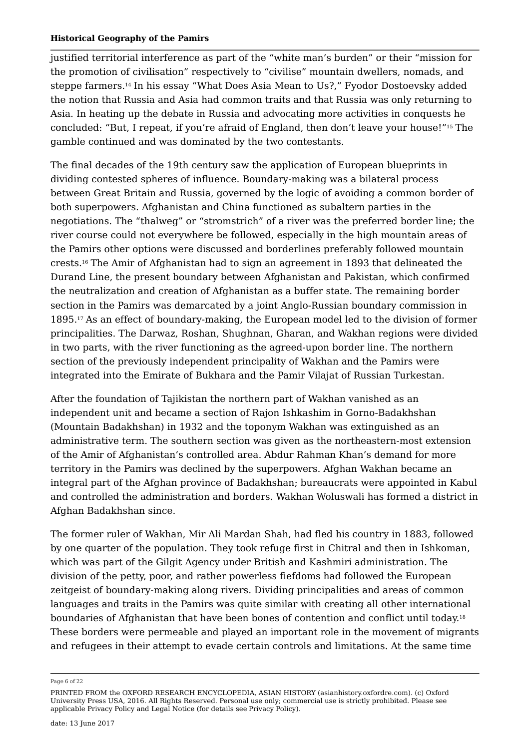justified territorial interference as part of the “white man’s burden” or their “mission for the promotion of civilisation” respectively to “civilise” mountain dwellers, nomads, and steppe farmers.[14] In his essay “What Does Asia Mean to Us?,” Fyodor Dostoevsky added the notion that Russia and Asia had common traits and that Russia was only returning to Asia. In heating up the debate in Russia and advocating more activities in conquests he concluded: “But, I repeat, if you’re afraid of England, then don’t leave your house!”[15] The gamble continued and was dominated by the two contestants.

The final decades of the 19th century saw the application of European blueprints in dividing contested spheres of influence. Boundary-making was a bilateral process between Great Britain and Russia, governed by the logic of avoiding a common border of both superpowers. Afghanistan and China functioned as subaltern parties in the negotiations. The “thalweg” or “stromstrich” of a river was the preferred border line; the river course could not everywhere be followed, especially in the high mountain areas of the Pamirs other options were discussed and borderlines preferably followed mountain crests.[16] The Amir of Afghanistan had to sign an agreement in 1893 that delineated the Durand Line, the present boundary between Afghanistan and Pakistan, which confirmed the neutralization and creation of Afghanistan as a buffer state. The remaining border section in the Pamirs was demarcated by a joint Anglo-Russian boundary commission in 1895.[17] As an effect of boundary-making, the European model led to the division of former principalities. The Darwaz, Roshan, Shughnan, Gharan, and Wakhan regions were divided in two parts, with the river functioning as the agreed-upon border line. The northern section of the previously independent principality of Wakhan and the Pamirs were integrated into the Emirate of Bukhara and the Pamir Vilajat of Russian Turkestan.

After the foundation of Tajikistan the northern part of Wakhan vanished as an independent unit and became a section of Rajon Ishkashim in Gorno-Badakhshan (Mountain Badakhshan) in 1932 and the toponym Wakhan was extinguished as an administrative term. The southern section was given as the northeastern-most extension of the Amir of Afghanistan’s controlled area. Abdur Rahman Khan’s demand for more territory in the Pamirs was declined by the superpowers. Afghan Wakhan became an integral part of the Afghan province of Badakhshan; bureaucrats were appointed in Kabul and controlled the administration and borders. Wakhan Woluswali has formed a district in Afghan Badakhshan since.

The former ruler of Wakhan, Mir Ali Mardan Shah, had fled his country in 1883, followed by one quarter of the population. They took refuge first in Chitral and then in Ishkoman, which was part of the Gilgit Agency under British and Kashmiri administration. The division of the petty, poor, and rather powerless fiefdoms had followed the European zeitgeist of boundary-making along rivers. Dividing principalities and areas of common languages and traits in the Pamirs was quite similar with creating all other international boundaries of Afghanistan that have been bones of contention and conflict until today.[18] These borders were permeable and played an important role in the movement of migrants and refugees in their attempt to evade certain controls and limitations. At the same time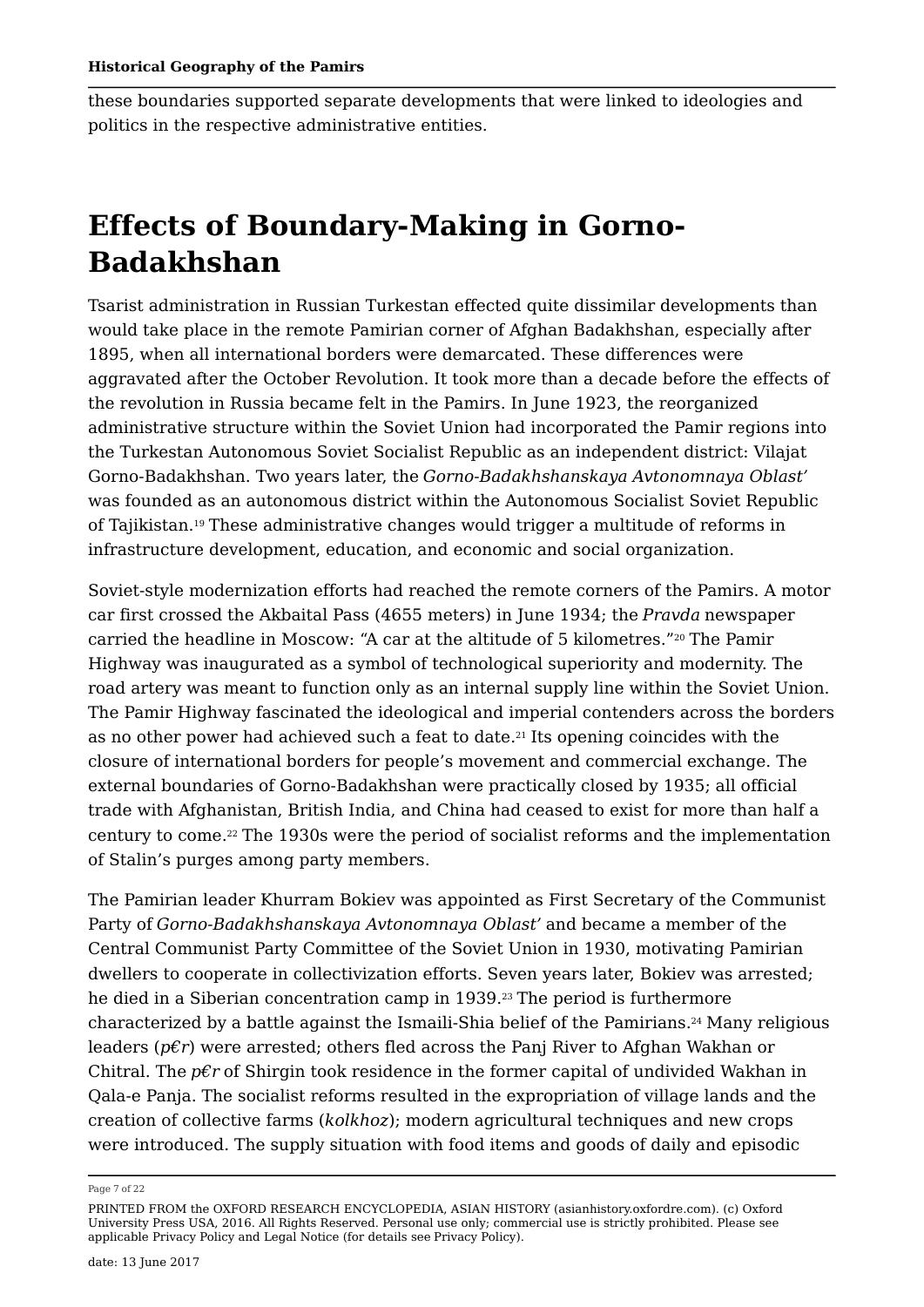these boundaries supported separate developments that were linked to ideologies and politics in the respective administrative entities.

## Effects of Boundary-Making in Gorno-Badakhshan

Tsarist administration in Russian Turkestan effected quite dissimilar developments than would take place in the remote Pamirian corner of Afghan Badakhshan, especially after 1895, when all international borders were demarcated. These differences were aggravated after the October Revolution. It took more than a decade before the effects of the revolution in Russia became felt in the Pamirs. In June 1923, the reorganized administrative structure within the Soviet Union had incorporated the Pamir regions into the Turkestan Autonomous Soviet Socialist Republic as an independent district: Vilajat Gorno-Badakhshan. Two years later, the *Gorno-Badakhshanskaya Avtonomnaya Oblast'* was founded as an autonomous district within the Autonomous Socialist Soviet Republic of Tajikistan.[19] These administrative changes would trigger a multitude of reforms in infrastructure development, education, and economic and social organization.

Soviet-style modernization efforts had reached the remote corners of the Pamirs. A motor car first crossed the Akbaital Pass (4655 meters) in June 1934; the *Pravda* newspaper carried the headline in Moscow: "A car at the altitude of 5 kilometres."[20] The Pamir Highway was inaugurated as a symbol of technological superiority and modernity. The road artery was meant to function only as an internal supply line within the Soviet Union. The Pamir Highway fascinated the ideological and imperial contenders across the borders as no other power had achieved such a feat to date.[21] Its opening coincides with the closure of international borders for people's movement and commercial exchange. The external boundaries of Gorno-Badakhshan were practically closed by 1935; all official trade with Afghanistan, British India, and China had ceased to exist for more than half a century to come.[22] The 1930s were the period of socialist reforms and the implementation of Stalin's purges among party members.

The Pamirian leader Khurram Bokiev was appointed as First Secretary of the Communist Party of *Gorno-Badakhshanskaya Avtonomnaya Oblast'* and became a member of the Central Communist Party Committee of the Soviet Union in 1930, motivating Pamirian dwellers to cooperate in collectivization efforts. Seven years later, Bokiev was arrested; he died in a Siberian concentration camp in 1939.[23] The period is furthermore characterized by a battle against the Ismaili-Shia belief of the Pamirians.[24] Many religious leaders (*p€r*) were arrested; others fled across the Panj River to Afghan Wakhan or Chitral. The *p€r* of Shirgin took residence in the former capital of undivided Wakhan in Qala-e Panja. The socialist reforms resulted in the expropriation of village lands and the creation of collective farms (*kolkhoz*); modern agricultural techniques and new crops were introduced. The supply situation with food items and goods of daily and episodic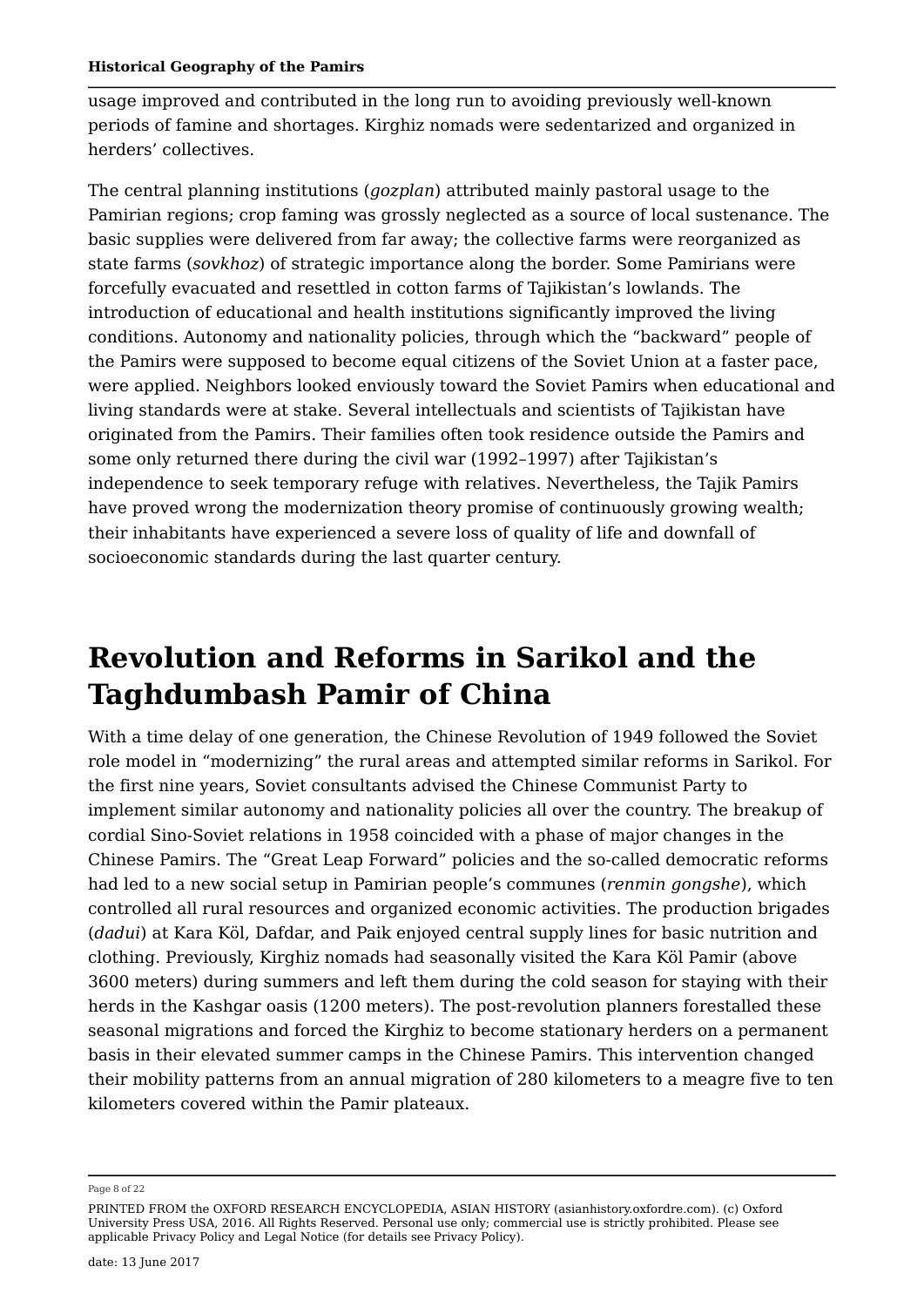usage improved and contributed in the long run to avoiding previously well-known periods of famine and shortages. Kirghiz nomads were sedentarized and organized in herders' collectives.

The central planning institutions (*gozplan*) attributed mainly pastoral usage to the Pamirian regions; crop faming was grossly neglected as a source of local sustenance. The basic supplies were delivered from far away; the collective farms were reorganized as state farms (*sovkhoz*) of strategic importance along the border. Some Pamirians were forcefully evacuated and resettled in cotton farms of Tajikistan's lowlands. The introduction of educational and health institutions significantly improved the living conditions. Autonomy and nationality policies, through which the "backward" people of the Pamirs were supposed to become equal citizens of the Soviet Union at a faster pace, were applied. Neighbors looked enviously toward the Soviet Pamirs when educational and living standards were at stake. Several intellectuals and scientists of Tajikistan have originated from the Pamirs. Their families often took residence outside the Pamirs and some only returned there during the civil war (1992–1997) after Tajikistan's independence to seek temporary refuge with relatives. Nevertheless, the Tajik Pamirs have proved wrong the modernization theory promise of continuously growing wealth; their inhabitants have experienced a severe loss of quality of life and downfall of socioeconomic standards during the last quarter century.

# Revolution and Reforms in Sarikol and the Taghdumbash Pamir of China

With a time delay of one generation, the Chinese Revolution of 1949 followed the Soviet role model in "modernizing" the rural areas and attempted similar reforms in Sarikol. For the first nine years, Soviet consultants advised the Chinese Communist Party to implement similar autonomy and nationality policies all over the country. The breakup of cordial Sino-Soviet relations in 1958 coincided with a phase of major changes in the Chinese Pamirs. The "Great Leap Forward" policies and the so-called democratic reforms had led to a new social setup in Pamirian people's communes (*renmin gongshe*), which controlled all rural resources and organized economic activities. The production brigades (*dadui*) at Kara Köl, Dafdar, and Paik enjoyed central supply lines for basic nutrition and clothing. Previously, Kirghiz nomads had seasonally visited the Kara Köl Pamir (above 3600 meters) during summers and left them during the cold season for staying with their herds in the Kashgar oasis (1200 meters). The post-revolution planners forestalled these seasonal migrations and forced the Kirghiz to become stationary herders on a permanent basis in their elevated summer camps in the Chinese Pamirs. This intervention changed their mobility patterns from an annual migration of 280 kilometers to a meagre five to ten kilometers covered within the Pamir plateaux.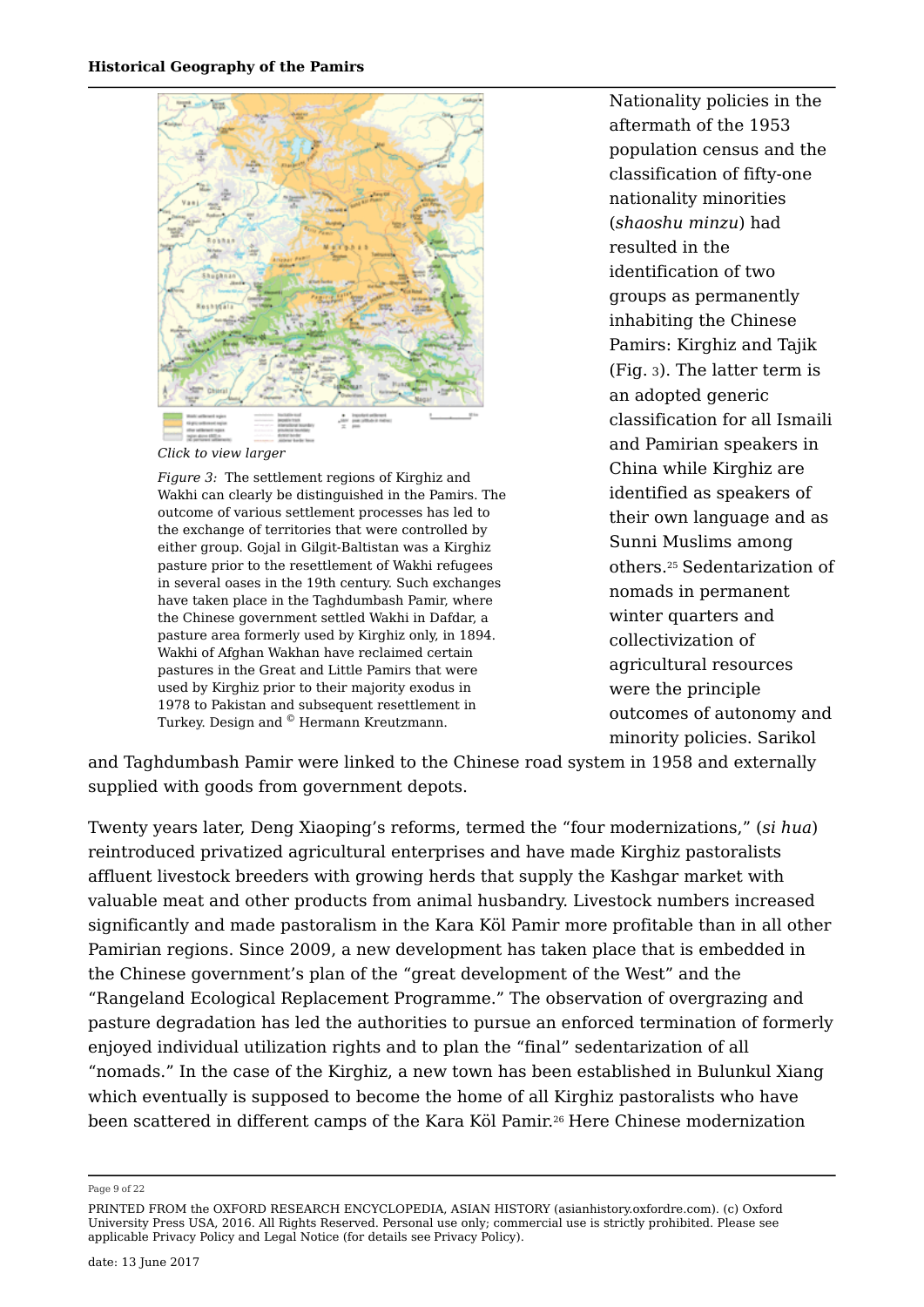Click to view larger

*Figure 3:* The settlement regions of Kirghiz and Wakhi can clearly be distinguished in the Pamirs. The outcome of various settlement processes has led to the exchange of territories that were controlled by either group. Gojal in Gilgit-Baltistan was a Kirghiz pasture prior to the resettlement of Wakhi refugees in several oases in the 19th century. Such exchanges have taken place in the Taghdumbash Pamir, where the Chinese government settled Wakhi in Dafdar, a pasture area formerly used by Kirghiz only, in 1894. Wakhi of Afghan Wakhan have reclaimed certain pastures in the Great and Little Pamirs that were used by Kirghiz prior to their majority exodus in 1978 to Pakistan and subsequent resettlement in Turkey. Design and © Hermann Kreutzmann.

Nationality policies in the aftermath of the 1953 population census and the classification of fifty-one nationality minorities (*shaoshu minzu*) had resulted in the identification of two groups as permanently inhabiting the Chinese Pamirs: Kirghiz and Tajik (Fig. 3). The latter term is an adopted generic classification for all Ismaili and Pamirian speakers in China while Kirghiz are identified as speakers of their own language and as Sunni Muslims among others.[25] Sedentarization of nomads in permanent winter quarters and collectivization of agricultural resources were the principle outcomes of autonomy and minority policies. Sarikol and Taghdumbash Pamir were linked to the Chinese road system in 1958 and externally supplied with goods from government depots.

Twenty years later, Deng Xiaoping's reforms, termed the "four modernizations," (*si hua*) reintroduced privatized agricultural enterprises and have made Kirghiz pastoralists affluent livestock breeders with growing herds that supply the Kashgar market with valuable meat and other products from animal husbandry. Livestock numbers increased significantly and made pastoralism in the Kara Köl Pamir more profitable than in all other Pamirian regions. Since 2009, a new development has taken place that is embedded in the Chinese government's plan of the "great development of the West" and the "Rangeland Ecological Replacement Programme." The observation of overgrazing and pasture degradation has led the authorities to pursue an enforced termination of formerly enjoyed individual utilization rights and to plan the "final" sedentarization of all "nomads." In the case of the Kirghiz, a new town has been established in Bulunkul Xiang which eventually is supposed to become the home of all Kirghiz pastoralists who have been scattered in different camps of the Kara Köl Pamir.[26] Here Chinese modernization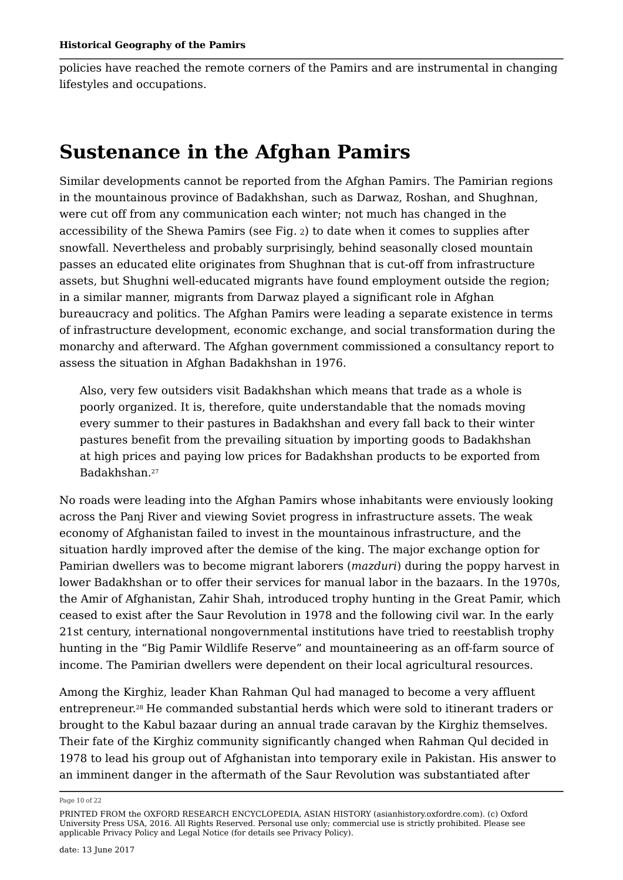policies have reached the remote corners of the Pamirs and are instrumental in changing lifestyles and occupations.

## Sustenance in the Afghan Pamirs

Similar developments cannot be reported from the Afghan Pamirs. The Pamirian regions in the mountainous province of Badakhshan, such as Darwaz, Roshan, and Shughnan, were cut off from any communication each winter; not much has changed in the accessibility of the Shewa Pamirs (see Fig. 2) to date when it comes to supplies after snowfall. Nevertheless and probably surprisingly, behind seasonally closed mountain passes an educated elite originates from Shughnan that is cut-off from infrastructure assets, but Shughni well-educated migrants have found employment outside the region; in a similar manner, migrants from Darwaz played a significant role in Afghan bureaucracy and politics. The Afghan Pamirs were leading a separate existence in terms of infrastructure development, economic exchange, and social transformation during the monarchy and afterward. The Afghan government commissioned a consultancy report to assess the situation in Afghan Badakhshan in 1976.

> Also, very few outsiders visit Badakhshan which means that trade as a whole is poorly organized. It is, therefore, quite understandable that the nomads moving every summer to their pastures in Badakhshan and every fall back to their winter pastures benefit from the prevailing situation by importing goods to Badakhshan at high prices and paying low prices for Badakhshan products to be exported from Badakhshan.[27]

No roads were leading into the Afghan Pamirs whose inhabitants were enviously looking across the Panj River and viewing Soviet progress in infrastructure assets. The weak economy of Afghanistan failed to invest in the mountainous infrastructure, and the situation hardly improved after the demise of the king. The major exchange option for Pamirian dwellers was to become migrant laborers (*mazduri*) during the poppy harvest in lower Badakhshan or to offer their services for manual labor in the bazaars. In the 1970s, the Amir of Afghanistan, Zahir Shah, introduced trophy hunting in the Great Pamir, which ceased to exist after the Saur Revolution in 1978 and the following civil war. In the early 21st century, international nongovernmental institutions have tried to reestablish trophy hunting in the "Big Pamir Wildlife Reserve" and mountaineering as an off-farm source of income. The Pamirian dwellers were dependent on their local agricultural resources.

Among the Kirghiz, leader Khan Rahman Qul had managed to become a very affluent entrepreneur.[28] He commanded substantial herds which were sold to itinerant traders or brought to the Kabul bazaar during an annual trade caravan by the Kirghiz themselves. Their fate of the Kirghiz community significantly changed when Rahman Qul decided in 1978 to lead his group out of Afghanistan into temporary exile in Pakistan. His answer to an imminent danger in the aftermath of the Saur Revolution was substantiated after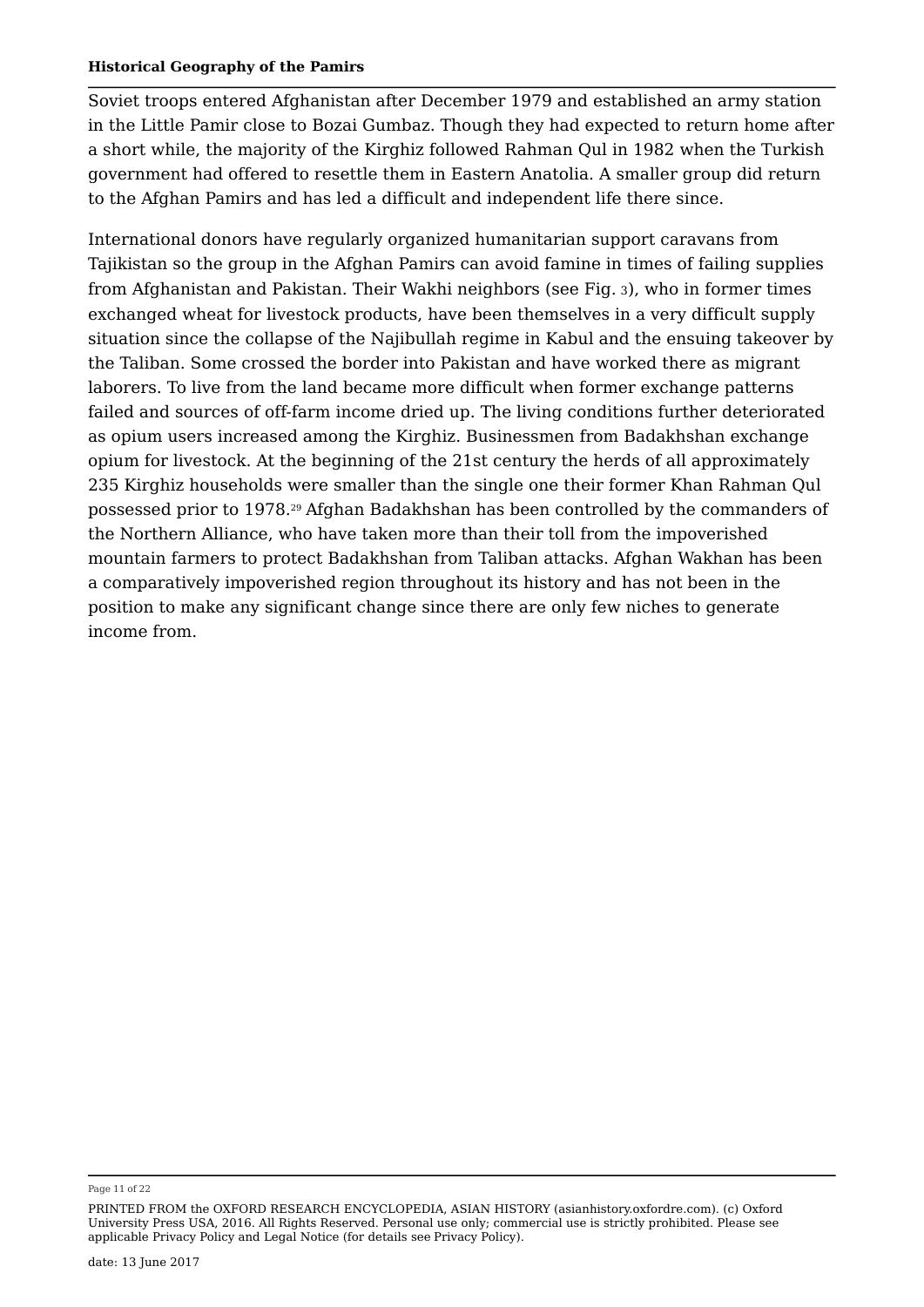Soviet troops entered Afghanistan after December 1979 and established an army station in the Little Pamir close to Bozai Gumbaz. Though they had expected to return home after a short while, the majority of the Kirghiz followed Rahman Qul in 1982 when the Turkish government had offered to resettle them in Eastern Anatolia. A smaller group did return to the Afghan Pamirs and has led a difficult and independent life there since.

International donors have regularly organized humanitarian support caravans from Tajikistan so the group in the Afghan Pamirs can avoid famine in times of failing supplies from Afghanistan and Pakistan. Their Wakhi neighbors (see Fig. 3), who in former times exchanged wheat for livestock products, have been themselves in a very difficult supply situation since the collapse of the Najibullah regime in Kabul and the ensuing takeover by the Taliban. Some crossed the border into Pakistan and have worked there as migrant laborers. To live from the land became more difficult when former exchange patterns failed and sources of off-farm income dried up. The living conditions further deteriorated as opium users increased among the Kirghiz. Businessmen from Badakhshan exchange opium for livestock. At the beginning of the 21st century the herds of all approximately 235 Kirghiz households were smaller than the single one their former Khan Rahman Qul possessed prior to 1978.[29] Afghan Badakhshan has been controlled by the commanders of the Northern Alliance, who have taken more than their toll from the impoverished mountain farmers to protect Badakhshan from Taliban attacks. Afghan Wakhan has been a comparatively impoverished region throughout its history and has not been in the position to make any significant change since there are only few niches to generate income from.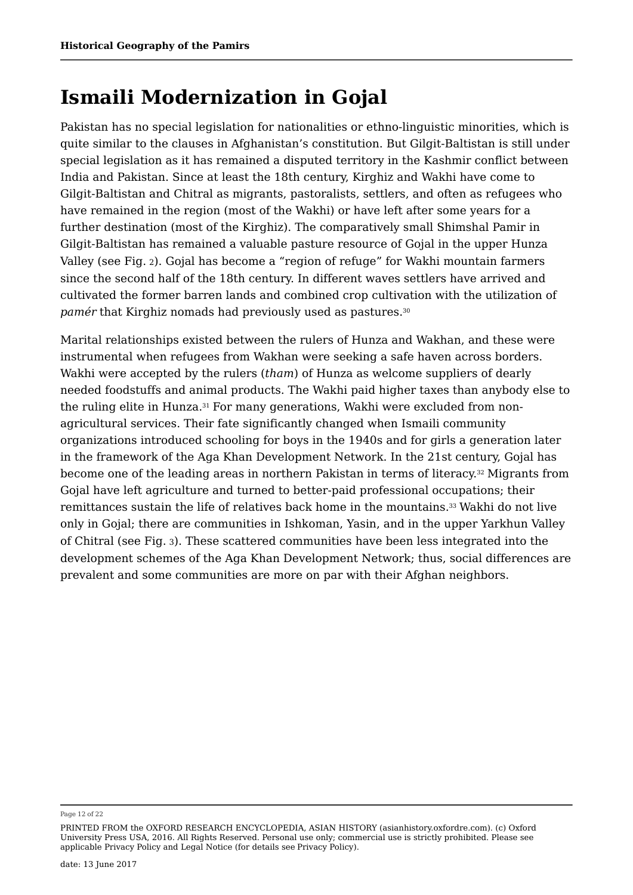# Ismaili Modernization in Gojal

Pakistan has no special legislation for nationalities or ethno-linguistic minorities, which is quite similar to the clauses in Afghanistan's constitution. But Gilgit-Baltistan is still under special legislation as it has remained a disputed territory in the Kashmir conflict between India and Pakistan. Since at least the 18th century, Kirghiz and Wakhi have come to Gilgit-Baltistan and Chitral as migrants, pastoralists, settlers, and often as refugees who have remained in the region (most of the Wakhi) or have left after some years for a further destination (most of the Kirghiz). The comparatively small Shimshal Pamir in Gilgit-Baltistan has remained a valuable pasture resource of Gojal in the upper Hunza Valley (see Fig. 2). Gojal has become a "region of refuge" for Wakhi mountain farmers since the second half of the 18th century. In different waves settlers have arrived and cultivated the former barren lands and combined crop cultivation with the utilization of *pamér* that Kirghiz nomads had previously used as pastures.[30]

Marital relationships existed between the rulers of Hunza and Wakhan, and these were instrumental when refugees from Wakhan were seeking a safe haven across borders. Wakhi were accepted by the rulers (*tham*) of Hunza as welcome suppliers of dearly needed foodstuffs and animal products. The Wakhi paid higher taxes than anybody else to the ruling elite in Hunza.[31] For many generations, Wakhi were excluded from non-agricultural services. Their fate significantly changed when Ismaili community organizations introduced schooling for boys in the 1940s and for girls a generation later in the framework of the Aga Khan Development Network. In the 21st century, Gojal has become one of the leading areas in northern Pakistan in terms of literacy.[32] Migrants from Gojal have left agriculture and turned to better-paid professional occupations; their remittances sustain the life of relatives back home in the mountains.[33] Wakhi do not live only in Gojal; there are communities in Ishkoman, Yasin, and in the upper Yarkhun Valley of Chitral (see Fig. 3). These scattered communities have been less integrated into the development schemes of the Aga Khan Development Network; thus, social differences are prevalent and some communities are more on par with their Afghan neighbors.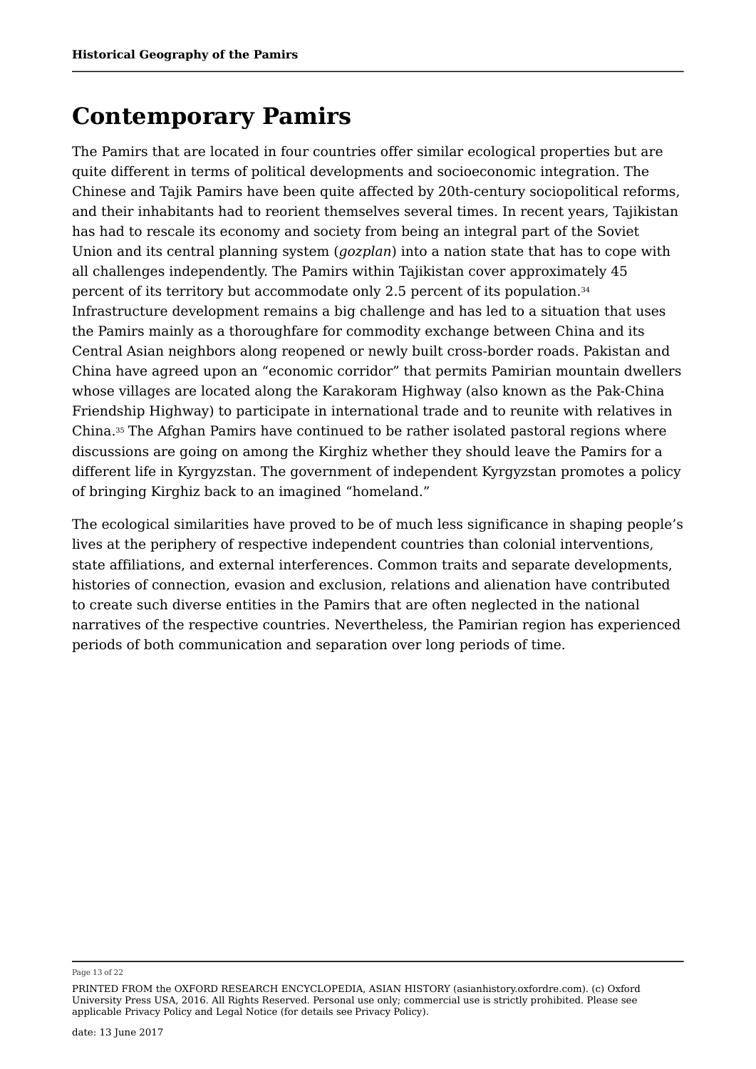# Contemporary Pamirs

The Pamirs that are located in four countries offer similar ecological properties but are quite different in terms of political developments and socioeconomic integration. The Chinese and Tajik Pamirs have been quite affected by 20th-century sociopolitical reforms, and their inhabitants had to reorient themselves several times. In recent years, Tajikistan has had to rescale its economy and society from being an integral part of the Soviet Union and its central planning system (*gozplan*) into a nation state that has to cope with all challenges independently. The Pamirs within Tajikistan cover approximately 45 percent of its territory but accommodate only 2.5 percent of its population.[34] Infrastructure development remains a big challenge and has led to a situation that uses the Pamirs mainly as a thoroughfare for commodity exchange between China and its Central Asian neighbors along reopened or newly built cross-border roads. Pakistan and China have agreed upon an “economic corridor” that permits Pamirian mountain dwellers whose villages are located along the Karakoram Highway (also known as the Pak-China Friendship Highway) to participate in international trade and to reunite with relatives in China.[35] The Afghan Pamirs have continued to be rather isolated pastoral regions where discussions are going on among the Kirghiz whether they should leave the Pamirs for a different life in Kyrgyzstan. The government of independent Kyrgyzstan promotes a policy of bringing Kirghiz back to an imagined “homeland.”

The ecological similarities have proved to be of much less significance in shaping people’s lives at the periphery of respective independent countries than colonial interventions, state affiliations, and external interferences. Common traits and separate developments, histories of connection, evasion and exclusion, relations and alienation have contributed to create such diverse entities in the Pamirs that are often neglected in the national narratives of the respective countries. Nevertheless, the Pamirian region has experienced periods of both communication and separation over long periods of time.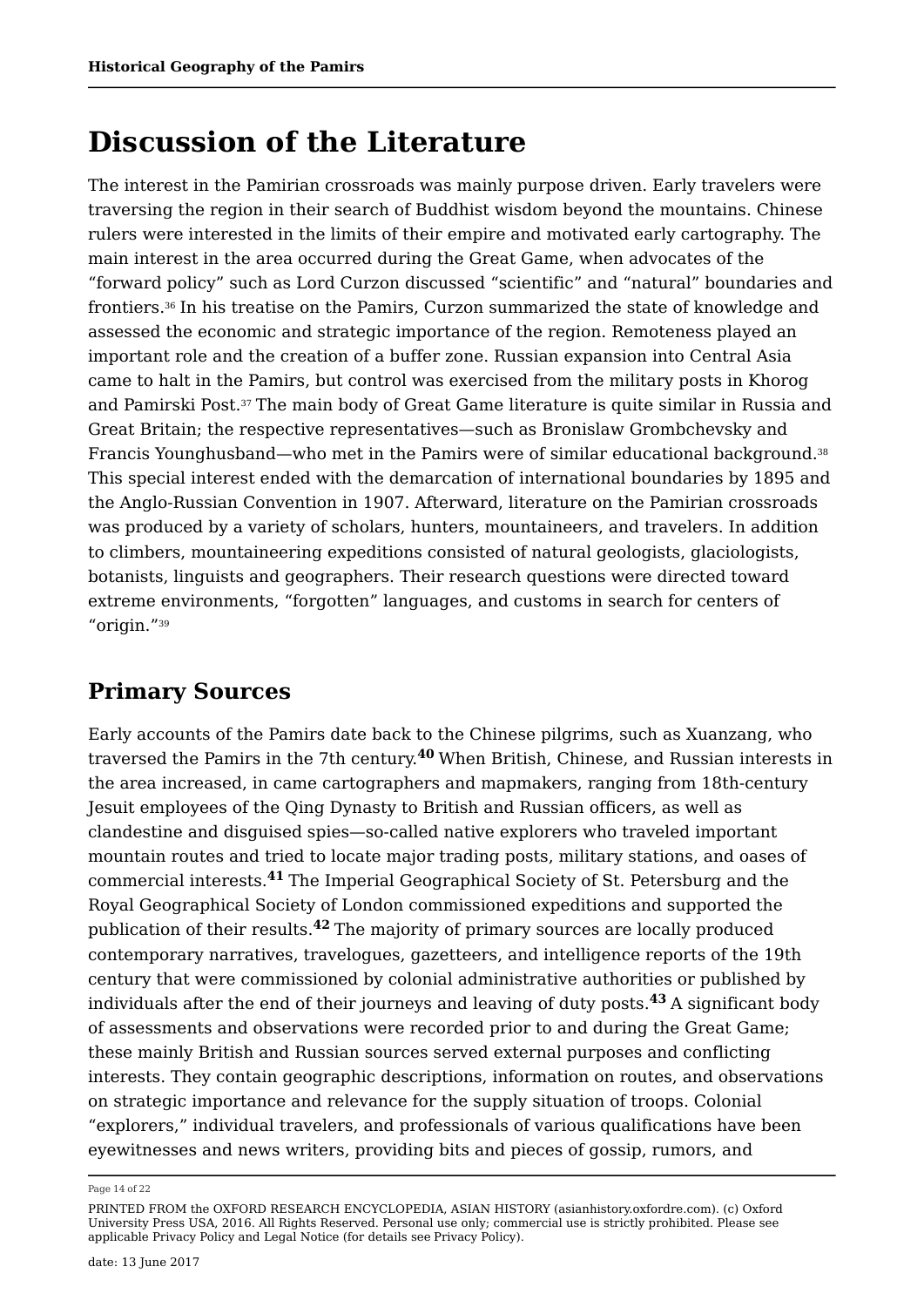# Discussion of the Literature

The interest in the Pamirian crossroads was mainly purpose driven. Early travelers were traversing the region in their search of Buddhist wisdom beyond the mountains. Chinese rulers were interested in the limits of their empire and motivated early cartography. The main interest in the area occurred during the Great Game, when advocates of the "forward policy" such as Lord Curzon discussed "scientific" and "natural" boundaries and frontiers.[36] In his treatise on the Pamirs, Curzon summarized the state of knowledge and assessed the economic and strategic importance of the region. Remoteness played an important role and the creation of a buffer zone. Russian expansion into Central Asia came to halt in the Pamirs, but control was exercised from the military posts in Khorog and Pamirski Post.[37] The main body of Great Game literature is quite similar in Russia and Great Britain; the respective representatives—such as Bronislaw Grombchevsky and Francis Younghusband—who met in the Pamirs were of similar educational background.[38] This special interest ended with the demarcation of international boundaries by 1895 and the Anglo-Russian Convention in 1907. Afterward, literature on the Pamirian crossroads was produced by a variety of scholars, hunters, mountaineers, and travelers. In addition to climbers, mountaineering expeditions consisted of natural geologists, glaciologists, botanists, linguists and geographers. Their research questions were directed toward extreme environments, "forgotten" languages, and customs in search for centers of "origin."[39]

## Primary Sources

Early accounts of the Pamirs date back to the Chinese pilgrims, such as Xuanzang, who traversed the Pamirs in the 7th century.[40] When British, Chinese, and Russian interests in the area increased, in came cartographers and mapmakers, ranging from 18th-century Jesuit employees of the Qing Dynasty to British and Russian officers, as well as clandestine and disguised spies—so-called native explorers who traveled important mountain routes and tried to locate major trading posts, military stations, and oases of commercial interests.[41] The Imperial Geographical Society of St. Petersburg and the Royal Geographical Society of London commissioned expeditions and supported the publication of their results.[42] The majority of primary sources are locally produced contemporary narratives, travelogues, gazetteers, and intelligence reports of the 19th century that were commissioned by colonial administrative authorities or published by individuals after the end of their journeys and leaving of duty posts.[43] A significant body of assessments and observations were recorded prior to and during the Great Game; these mainly British and Russian sources served external purposes and conflicting interests. They contain geographic descriptions, information on routes, and observations on strategic importance and relevance for the supply situation of troops. Colonial "explorers," individual travelers, and professionals of various qualifications have been eyewitnesses and news writers, providing bits and pieces of gossip, rumors, and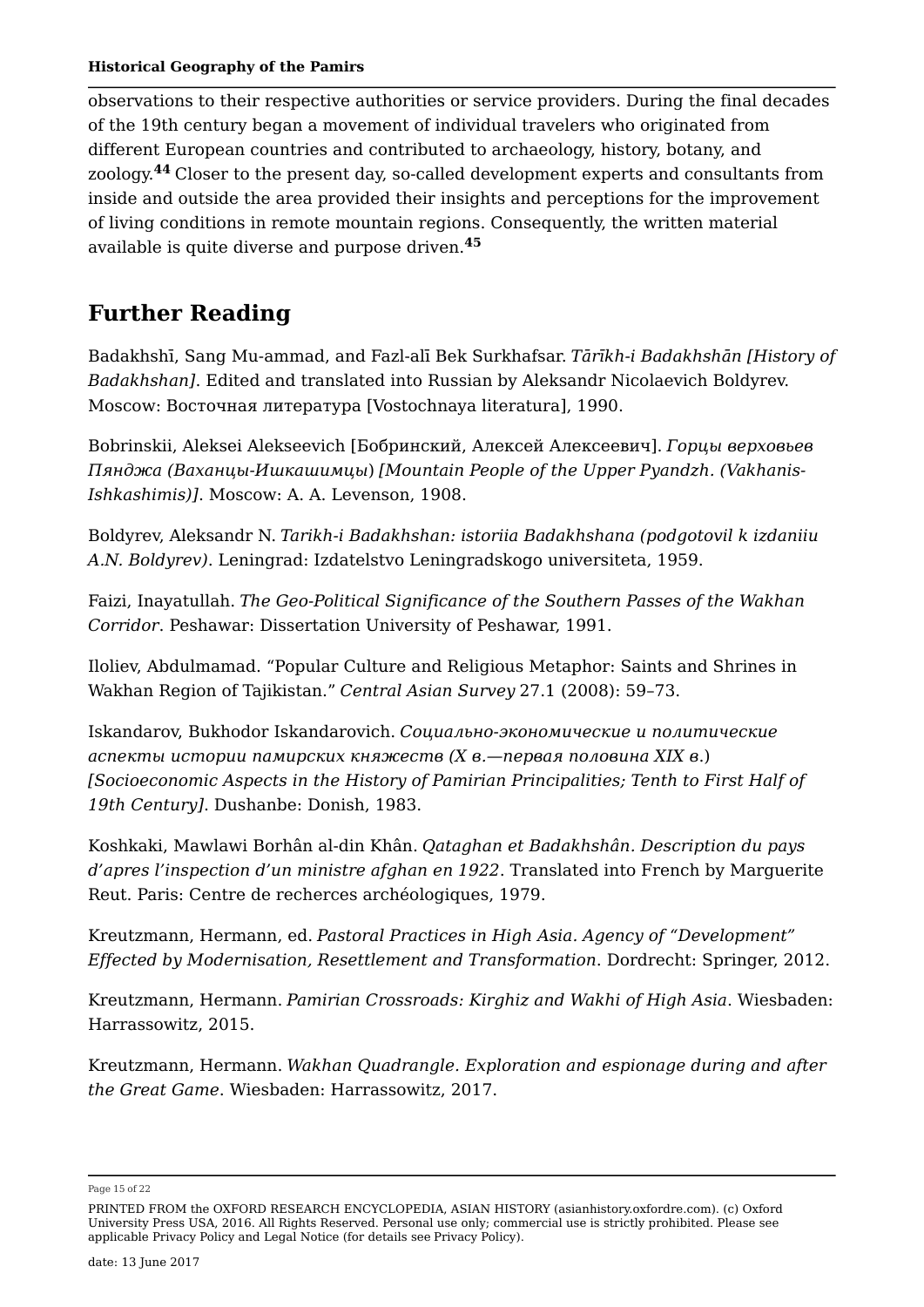observations to their respective authorities or service providers. During the final decades of the 19th century began a movement of individual travelers who originated from different European countries and contributed to archaeology, history, botany, and zoology.[44] Closer to the present day, so-called development experts and consultants from inside and outside the area provided their insights and perceptions for the improvement of living conditions in remote mountain regions. Consequently, the written material available is quite diverse and purpose driven.[45]

## Further Reading

Badakhshī, Sang Mu-ammad, and Fazl-alī Bek Surkhafsar. *Tārīkh-i Badakhshān [History of Badakhshan]*. Edited and translated into Russian by Aleksandr Nicolaevich Boldyrev. Moscow: Восточная литература [Vostochnaya literatura], 1990.

Bobrinskii, Aleksei Alekseevich [Бобринский, Алексей Алексеевич]. *Горцы верховьев Пянджа (Ваханцы-Ишкашимцы) [Mountain People of the Upper Pyandzh. (Vakhanis-Ishkashimis)]*. Moscow: A. A. Levenson, 1908.

Boldyrev, Aleksandr N. *Tarikh-i Badakhshan: istoriia Badakhshana (podgotovil k izdaniiu A.N. Boldyrev)*. Leningrad: Izdatelstvo Leningradskogo universiteta, 1959.

Faizi, Inayatullah. *The Geo-Political Significance of the Southern Passes of the Wakhan Corridor*. Peshawar: Dissertation University of Peshawar, 1991.

Iloliev, Abdulmamad. "Popular Culture and Religious Metaphor: Saints and Shrines in Wakhan Region of Tajikistan." *Central Asian Survey* 27.1 (2008): 59–73.

Iskandarov, Bukhodor Iskandarovich. *Социально-экономические и политические аспекты истории памирских княжеств (X в.—первая половина XIX в.) [Socioeconomic Aspects in the History of Pamirian Principalities; Tenth to First Half of 19th Century]*. Dushanbe: Donish, 1983.

Koshkaki, Mawlawi Borhân al-din Khân. *Qataghan et Badakhshân. Description du pays d'apres l'inspection d'un ministre afghan en 1922*. Translated into French by Marguerite Reut. Paris: Centre de recherces archéologiques, 1979.

Kreutzmann, Hermann, ed. *Pastoral Practices in High Asia. Agency of "Development" Effected by Modernisation, Resettlement and Transformation*. Dordrecht: Springer, 2012.

Kreutzmann, Hermann. *Pamirian Crossroads: Kirghiz and Wakhi of High Asia*. Wiesbaden: Harrassowitz, 2015.

Kreutzmann, Hermann. *Wakhan Quadrangle. Exploration and espionage during and after the Great Game*. Wiesbaden: Harrassowitz, 2017.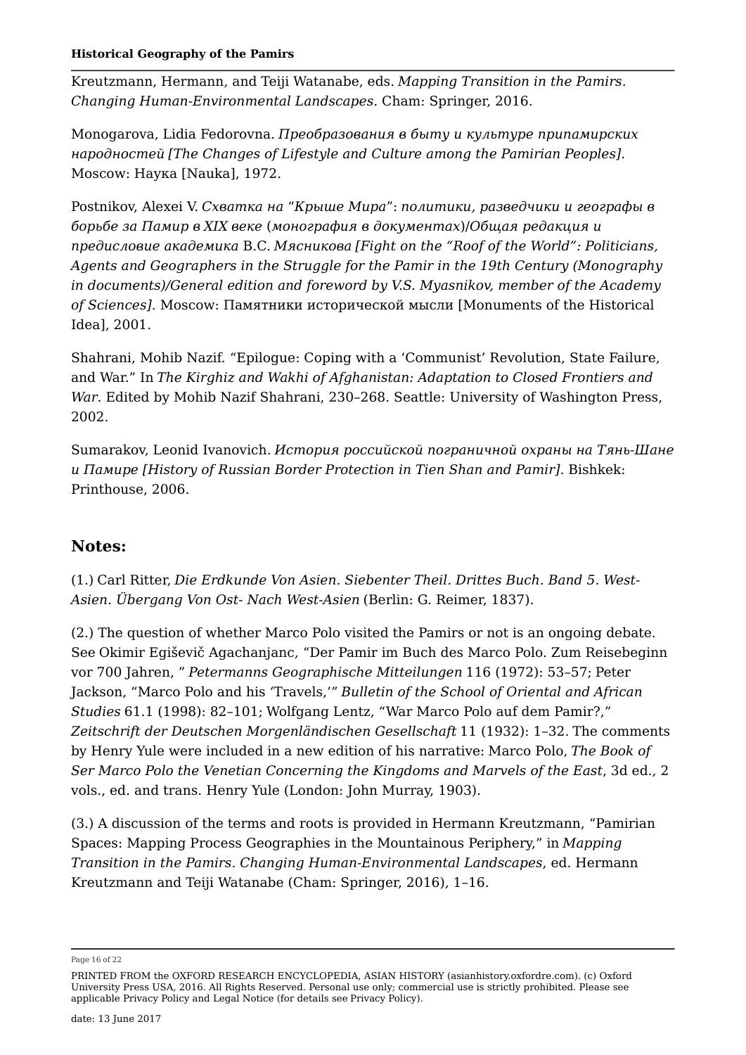Kreutzmann, Hermann, and Teiji Watanabe, eds. *Mapping Transition in the Pamirs. Changing Human-Environmental Landscapes*. Cham: Springer, 2016.

Monogarova, Lidia Fedorovna. *Преобразования в быту и культуре припамирских народностей [The Changes of Lifestyle and Culture among the Pamirian Peoples]*. Moscow: Наука [Nauka], 1972.

Postnikov, Alexei V. *Схватка на "Крыше Мира": политики, разведчики и географы в борьбе за Памир в XIX веке (монография в документах)/Общая редакция и предисловие академика* В.С. *Мясникова [Fight on the "Roof of the World": Politicians, Agents and Geographers in the Struggle for the Pamir in the 19th Century (Monography in documents)/General edition and foreword by V.S. Myasnikov, member of the Academy of Sciences]*. Moscow: Памятники исторической мысли [Monuments of the Historical Idea], 2001.

Shahrani, Mohib Nazif. "Epilogue: Coping with a 'Communist' Revolution, State Failure, and War." In *The Kirghiz and Wakhi of Afghanistan: Adaptation to Closed Frontiers and War*. Edited by Mohib Nazif Shahrani, 230–268. Seattle: University of Washington Press, 2002.

Sumarakov, Leonid Ivanovich. *История российской пограничной охраны на Тянь-Шане и Памире [History of Russian Border Protection in Tien Shan and Pamir]*. Bishkek: Printhouse, 2006.

## Notes:

(1.) Carl Ritter, *Die Erdkunde Von Asien. Siebenter Theil. Drittes Buch. Band 5. West-Asien. Übergang Von Ost- Nach West-Asien* (Berlin: G. Reimer, 1837).

(2.) The question of whether Marco Polo visited the Pamirs or not is an ongoing debate. See Okimir Egiševič Agachanjanc, "Der Pamir im Buch des Marco Polo. Zum Reisebeginn vor 700 Jahren, " *Petermanns Geographische Mitteilungen* 116 (1972): 53–57; Peter Jackson, "Marco Polo and his 'Travels,'" *Bulletin of the School of Oriental and African Studies* 61.1 (1998): 82–101; Wolfgang Lentz, "War Marco Polo auf dem Pamir?," *Zeitschrift der Deutschen Morgenländischen Gesellschaft* 11 (1932): 1–32. The comments by Henry Yule were included in a new edition of his narrative: Marco Polo, *The Book of Ser Marco Polo the Venetian Concerning the Kingdoms and Marvels of the East*, 3d ed., 2 vols., ed. and trans. Henry Yule (London: John Murray, 1903).

(3.) A discussion of the terms and roots is provided in Hermann Kreutzmann, "Pamirian Spaces: Mapping Process Geographies in the Mountainous Periphery," in *Mapping Transition in the Pamirs. Changing Human-Environmental Landscapes*, ed. Hermann Kreutzmann and Teiji Watanabe (Cham: Springer, 2016), 1–16.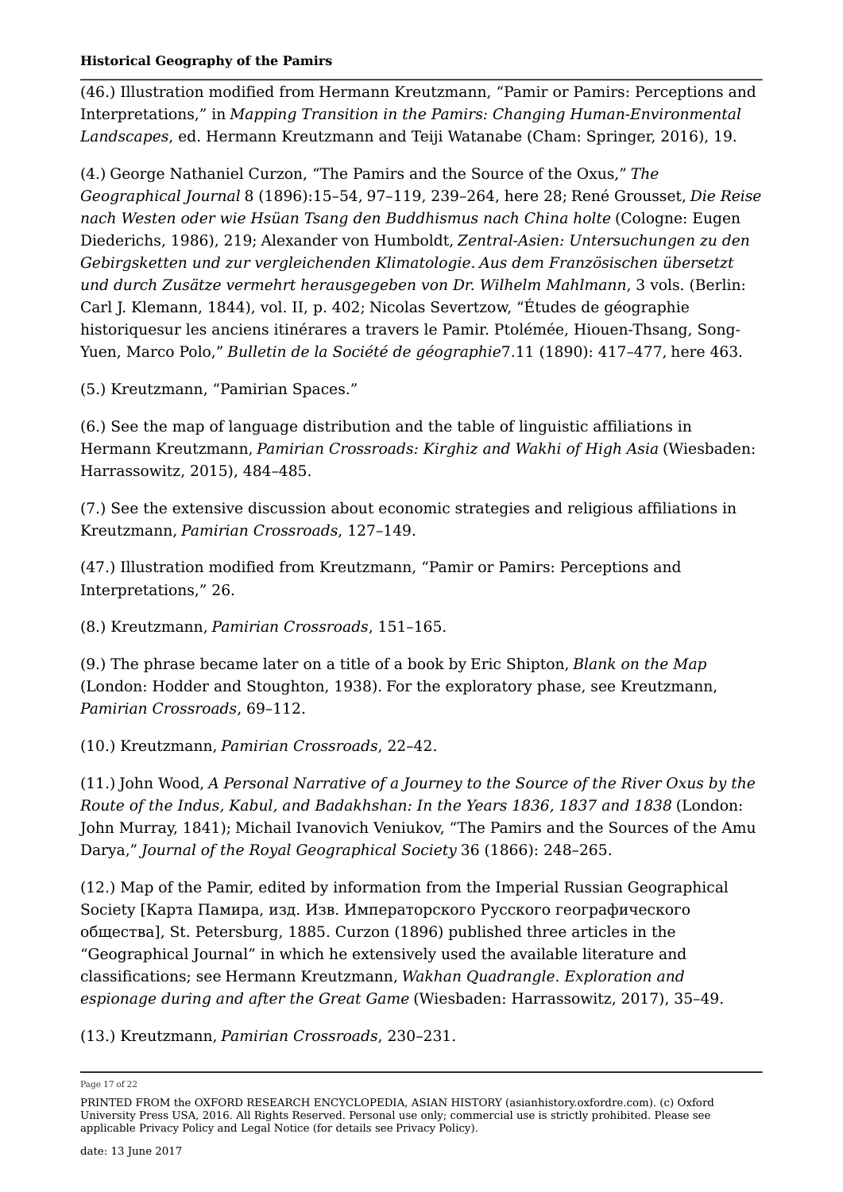(46.) Illustration modified from Hermann Kreutzmann, “Pamir or Pamirs: Perceptions and Interpretations,” in *Mapping Transition in the Pamirs: Changing Human-Environmental Landscapes*, ed. Hermann Kreutzmann and Teiji Watanabe (Cham: Springer, 2016), 19.

(4.) George Nathaniel Curzon, “The Pamirs and the Source of the Oxus,” *The Geographical Journal* 8 (1896):15–54, 97–119, 239–264, here 28; René Grousset, *Die Reise nach Westen oder wie Hsüan Tsang den Buddhismus nach China holte* (Cologne: Eugen Diederichs, 1986), 219; Alexander von Humboldt, *Zentral-Asien: Untersuchungen zu den Gebirgsketten und zur vergleichenden Klimatologie. Aus dem Französischen übersetzt und durch Zusätze vermehrt herausgegeben von Dr. Wilhelm Mahlmann*, 3 vols. (Berlin: Carl J. Klemann, 1844), vol. II, p. 402; Nicolas Severtzow, “Études de géographie historiquesur les anciens itinérares a travers le Pamir. Ptolémée, Hiouen-Thsang, Song-Yuen, Marco Polo,” *Bulletin de la Société de géographie*7.11 (1890): 417–477, here 463.

(5.) Kreutzmann, “Pamirian Spaces.”

(6.) See the map of language distribution and the table of linguistic affiliations in Hermann Kreutzmann, *Pamirian Crossroads: Kirghiz and Wakhi of High Asia* (Wiesbaden: Harrassowitz, 2015), 484–485.

(7.) See the extensive discussion about economic strategies and religious affiliations in Kreutzmann, *Pamirian Crossroads*, 127–149.

(47.) Illustration modified from Kreutzmann, “Pamir or Pamirs: Perceptions and Interpretations,” 26.

(8.) Kreutzmann, *Pamirian Crossroads*, 151–165.

(9.) The phrase became later on a title of a book by Eric Shipton, *Blank on the Map* (London: Hodder and Stoughton, 1938). For the exploratory phase, see Kreutzmann, *Pamirian Crossroads*, 69–112.

(10.) Kreutzmann, *Pamirian Crossroads*, 22–42.

(11.) John Wood, *A Personal Narrative of a Journey to the Source of the River Oxus by the Route of the Indus, Kabul, and Badakhshan: In the Years 1836, 1837 and 1838* (London: John Murray, 1841); Michail Ivanovich Veniukov, “The Pamirs and the Sources of the Amu Darya,” *Journal of the Royal Geographical Society* 36 (1866): 248–265.

(12.) Map of the Pamir, edited by information from the Imperial Russian Geographical Society [Карта Памира, изд. Изв. Императорского Русского географического общества], St. Petersburg, 1885. Curzon (1896) published three articles in the “Geographical Journal” in which he extensively used the available literature and classifications; see Hermann Kreutzmann, *Wakhan Quadrangle. Exploration and espionage during and after the Great Game* (Wiesbaden: Harrassowitz, 2017), 35–49.

(13.) Kreutzmann, *Pamirian Crossroads*, 230–231.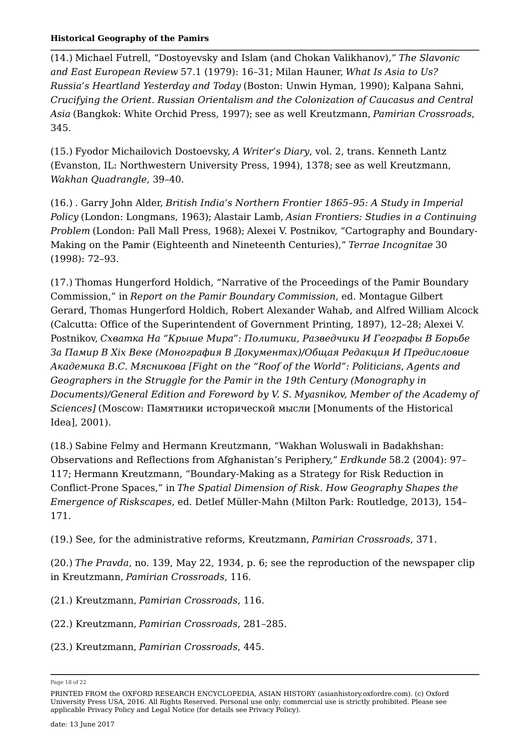(14.) Michael Futrell, "Dostoyevsky and Islam (and Chokan Valikhanov)," *The Slavonic and East European Review* 57.1 (1979): 16–31; Milan Hauner, *What Is Asia to Us? Russia's Heartland Yesterday and Today* (Boston: Unwin Hyman, 1990); Kalpana Sahni, *Crucifying the Orient. Russian Orientalism and the Colonization of Caucasus and Central Asia* (Bangkok: White Orchid Press, 1997); see as well Kreutzmann, *Pamirian Crossroads*, 345.

(15.) Fyodor Michailovich Dostoevsky, *A Writer's Diary*, vol. 2, trans. Kenneth Lantz (Evanston, IL: Northwestern University Press, 1994), 1378; see as well Kreutzmann, *Wakhan Quadrangle*, 39–40.

(16.) . Garry John Alder, *British India's Northern Frontier 1865–95: A Study in Imperial Policy* (London: Longmans, 1963); Alastair Lamb, *Asian Frontiers: Studies in a Continuing Problem* (London: Pall Mall Press, 1968); Alexei V. Postnikov, "Cartography and Boundary-Making on the Pamir (Eighteenth and Nineteenth Centuries)," *Terrae Incognitae* 30 (1998): 72–93.

(17.) Thomas Hungerford Holdich, "Narrative of the Proceedings of the Pamir Boundary Commission," in *Report on the Pamir Boundary Commission*, ed. Montague Gilbert Gerard, Thomas Hungerford Holdich, Robert Alexander Wahab, and Alfred William Alcock (Calcutta: Office of the Superintendent of Government Printing, 1897), 12–28; Alexei V. Postnikov, *Схватка На "Крыше Мира": Политики, Разведчики И Географы В Борьбе За Памир В Xix Веке (Монография В Документах)/Общая Редакция И Предисловие Академика В.С. Мясникова [Fight on the "Roof of the World": Politicians, Agents and Geographers in the Struggle for the Pamir in the 19th Century (Monography in Documents)/General Edition and Foreword by V. S. Myasnikov, Member of the Academy of Sciences]* (Moscow: Памятники исторической мысли [Monuments of the Historical Idea], 2001).

(18.) Sabine Felmy and Hermann Kreutzmann, "Wakhan Woluswali in Badakhshan: Observations and Reflections from Afghanistan's Periphery," *Erdkunde* 58.2 (2004): 97–117; Hermann Kreutzmann, "Boundary-Making as a Strategy for Risk Reduction in Conflict-Prone Spaces," in *The Spatial Dimension of Risk. How Geography Shapes the Emergence of Riskscapes*, ed. Detlef Müller-Mahn (Milton Park: Routledge, 2013), 154–171.

(19.) See, for the administrative reforms, Kreutzmann, *Pamirian Crossroads*, 371.

(20.) *The Pravda*, no. 139, May 22, 1934, p. 6; see the reproduction of the newspaper clip in Kreutzmann, *Pamirian Crossroads*, 116.

(21.) Kreutzmann, *Pamirian Crossroads*, 116.

(22.) Kreutzmann, *Pamirian Crossroads*, 281–285.

(23.) Kreutzmann, *Pamirian Crossroads*, 445.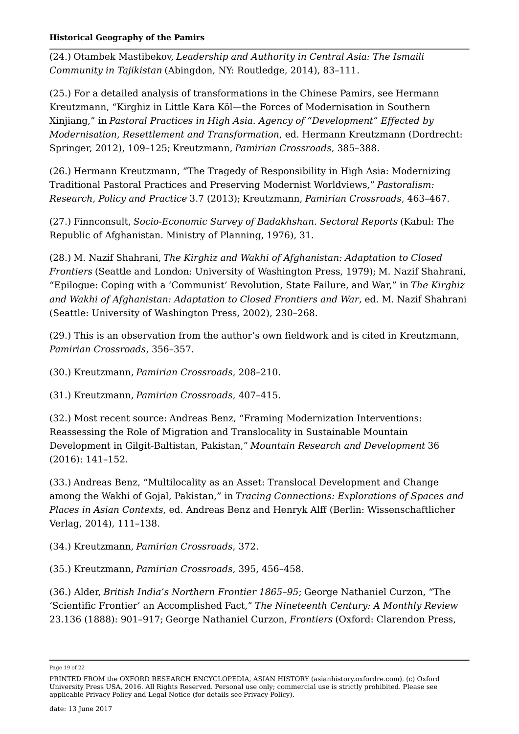(24.) Otambek Mastibekov, *Leadership and Authority in Central Asia: The Ismaili Community in Tajikistan* (Abingdon, NY: Routledge, 2014), 83–111.

(25.) For a detailed analysis of transformations in the Chinese Pamirs, see Hermann Kreutzmann, "Kirghiz in Little Kara Köl—the Forces of Modernisation in Southern Xinjiang," in *Pastoral Practices in High Asia. Agency of "Development" Effected by Modernisation, Resettlement and Transformation*, ed. Hermann Kreutzmann (Dordrecht: Springer, 2012), 109–125; Kreutzmann, *Pamirian Crossroads*, 385–388.

(26.) Hermann Kreutzmann, "The Tragedy of Responsibility in High Asia: Modernizing Traditional Pastoral Practices and Preserving Modernist Worldviews," *Pastoralism: Research, Policy and Practice* 3.7 (2013); Kreutzmann, *Pamirian Crossroads*, 463–467.

(27.) Finnconsult, *Socio-Economic Survey of Badakhshan. Sectoral Reports* (Kabul: The Republic of Afghanistan. Ministry of Planning, 1976), 31.

(28.) M. Nazif Shahrani, *The Kirghiz and Wakhi of Afghanistan: Adaptation to Closed Frontiers* (Seattle and London: University of Washington Press, 1979); M. Nazif Shahrani, "Epilogue: Coping with a 'Communist' Revolution, State Failure, and War," in *The Kirghiz and Wakhi of Afghanistan: Adaptation to Closed Frontiers and War*, ed. M. Nazif Shahrani (Seattle: University of Washington Press, 2002), 230–268.

(29.) This is an observation from the author's own fieldwork and is cited in Kreutzmann, *Pamirian Crossroads*, 356–357.

(30.) Kreutzmann, *Pamirian Crossroads*, 208–210.

(31.) Kreutzmann, *Pamirian Crossroads*, 407–415.

(32.) Most recent source: Andreas Benz, "Framing Modernization Interventions: Reassessing the Role of Migration and Translocality in Sustainable Mountain Development in Gilgit-Baltistan, Pakistan," *Mountain Research and Development* 36 (2016): 141–152.

(33.) Andreas Benz, "Multilocality as an Asset: Translocal Development and Change among the Wakhi of Gojal, Pakistan," in *Tracing Connections: Explorations of Spaces and Places in Asian Contexts*, ed. Andreas Benz and Henryk Alff (Berlin: Wissenschaftlicher Verlag, 2014), 111–138.

(34.) Kreutzmann, *Pamirian Crossroads*, 372.

(35.) Kreutzmann, *Pamirian Crossroads*, 395, 456–458.

(36.) Alder, *British India's Northern Frontier 1865–95*; George Nathaniel Curzon, "The 'Scientific Frontier' an Accomplished Fact," *The Nineteenth Century: A Monthly Review* 23.136 (1888): 901–917; George Nathaniel Curzon, *Frontiers* (Oxford: Clarendon Press,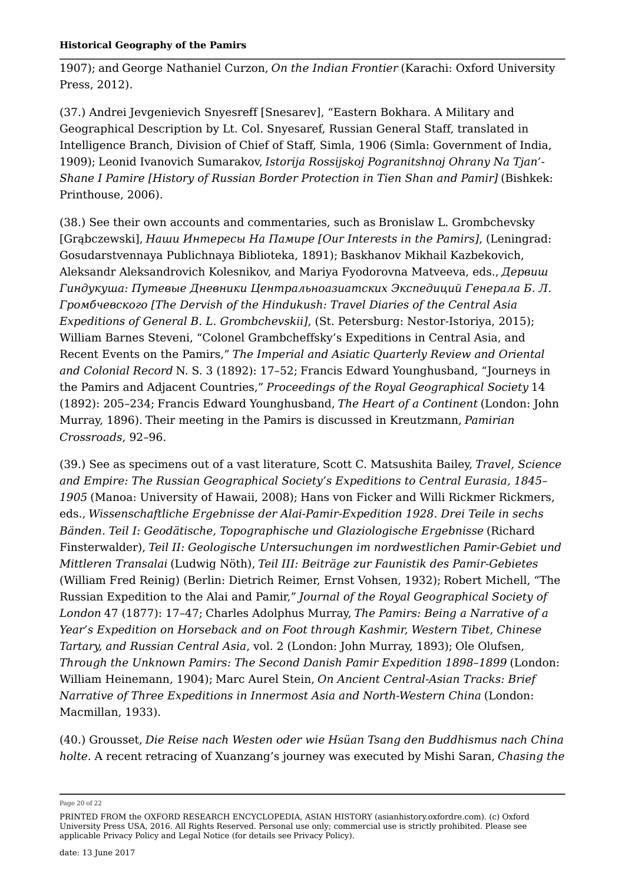1907); and George Nathaniel Curzon, *On the Indian Frontier* (Karachi: Oxford University Press, 2012).

(37.) Andrei Jevgenievich Snyesreff [Snesarev], "Eastern Bokhara. A Military and Geographical Description by Lt. Col. Snyesaref, Russian General Staff, translated in Intelligence Branch, Division of Chief of Staff, Simla, 1906 (Simla: Government of India, 1909); Leonid Ivanovich Sumarakov, *Istorija Rossijskoj Pogranitshnoj Ohrany Na Tjan'-Shane I Pamire [History of Russian Border Protection in Tien Shan and Pamir]* (Bishkek: Printhouse, 2006).

(38.) See their own accounts and commentaries, such as Bronislaw L. Grombchevsky [Grąbczewski], *Наши Интересы На Памире [Our Interests in the Pamirs]*, (Leningrad: Gosudarstvennaya Publichnaya Biblioteka, 1891); Baskhanov Mikhail Kazbekovich, Aleksandr Aleksandrovich Kolesnikov, and Mariya Fyodorovna Matveeva, eds., *Дервиш Гиндукуша: Путевые Дневники Центральноазиатских Экспедиций Генерала Б. Л. Громбчевского [The Dervish of the Hindukush: Travel Diaries of the Central Asia Expeditions of General B. L. Grombchevskii]*, (St. Petersburg: Nestor-Istoriya, 2015); William Barnes Steveni, "Colonel Grambcheffsky's Expeditions in Central Asia, and Recent Events on the Pamirs," *The Imperial and Asiatic Quarterly Review and Oriental and Colonial Record* N. S. 3 (1892): 17–52; Francis Edward Younghusband, "Journeys in the Pamirs and Adjacent Countries," *Proceedings of the Royal Geographical Society* 14 (1892): 205–234; Francis Edward Younghusband, *The Heart of a Continent* (London: John Murray, 1896). Their meeting in the Pamirs is discussed in Kreutzmann, *Pamirian Crossroads*, 92–96.

(39.) See as specimens out of a vast literature, Scott C. Matsushita Bailey, *Travel, Science and Empire: The Russian Geographical Society's Expeditions to Central Eurasia, 1845–1905* (Manoa: University of Hawaii, 2008); Hans von Ficker and Willi Rickmer Rickmers, eds., *Wissenschaftliche Ergebnisse der Alai-Pamir-Expedition 1928*. *Drei Teile in sechs Bänden. Teil I: Geodätische, Topographische und Glaziologische Ergebnisse* (Richard Finsterwalder), *Teil II: Geologische Untersuchungen im nordwestlichen Pamir-Gebiet und Mittleren Transalai* (Ludwig Nöth), *Teil III: Beiträge zur Faunistik des Pamir-Gebietes* (William Fred Reinig) (Berlin: Dietrich Reimer, Ernst Vohsen, 1932); Robert Michell, "The Russian Expedition to the Alai and Pamir," *Journal of the Royal Geographical Society of London* 47 (1877): 17–47; Charles Adolphus Murray, *The Pamirs: Being a Narrative of a Year's Expedition on Horseback and on Foot through Kashmir, Western Tibet, Chinese Tartary, and Russian Central Asia*, vol. 2 (London: John Murray, 1893); Ole Olufsen, *Through the Unknown Pamirs: The Second Danish Pamir Expedition 1898–1899* (London: William Heinemann, 1904); Marc Aurel Stein, *On Ancient Central-Asian Tracks: Brief Narrative of Three Expeditions in Innermost Asia and North-Western China* (London: Macmillan, 1933).

(40.) Grousset, *Die Reise nach Westen oder wie Hsüan Tsang den Buddhismus nach China holte*. A recent retracing of Xuanzang's journey was executed by Mishi Saran, *Chasing the*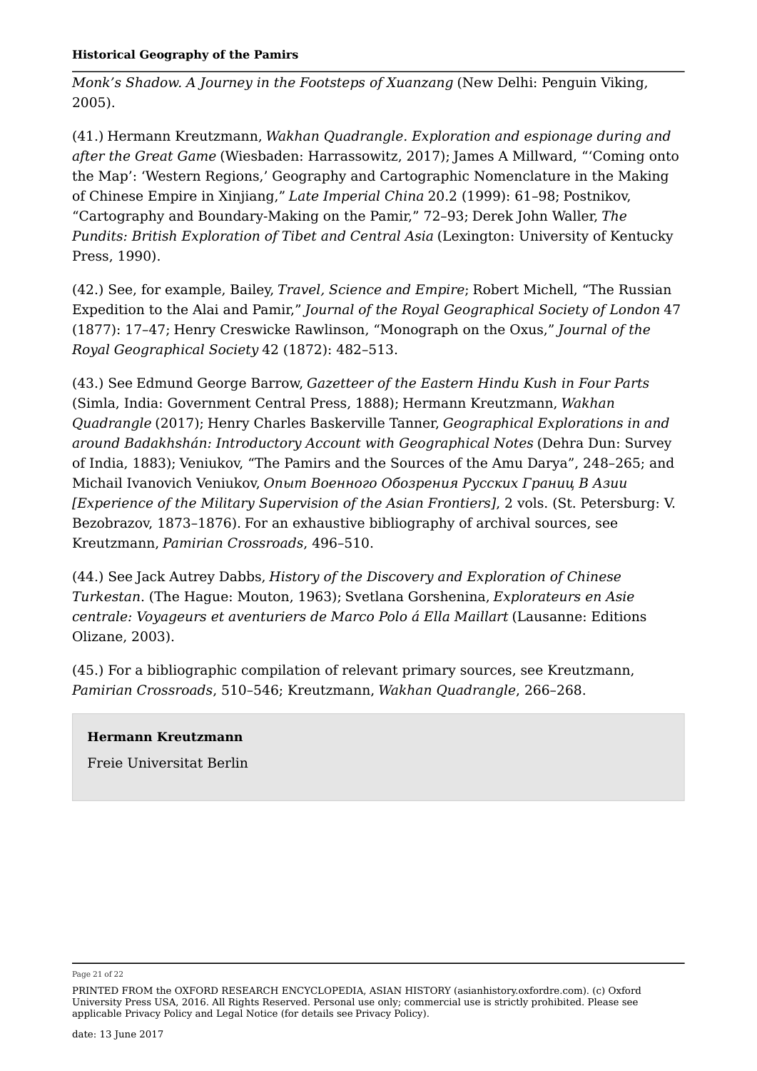*Monk's Shadow. A Journey in the Footsteps of Xuanzang* (New Delhi: Penguin Viking, 2005).

(41.) Hermann Kreutzmann, *Wakhan Quadrangle. Exploration and espionage during and after the Great Game* (Wiesbaden: Harrassowitz, 2017); James A Millward, "'Coming onto the Map': 'Western Regions,' Geography and Cartographic Nomenclature in the Making of Chinese Empire in Xinjiang," *Late Imperial China* 20.2 (1999): 61–98; Postnikov, "Cartography and Boundary-Making on the Pamir," 72–93; Derek John Waller, *The Pundits: British Exploration of Tibet and Central Asia* (Lexington: University of Kentucky Press, 1990).

(42.) See, for example, Bailey, *Travel, Science and Empire*; Robert Michell, "The Russian Expedition to the Alai and Pamir," *Journal of the Royal Geographical Society of London* 47 (1877): 17–47; Henry Creswicke Rawlinson, "Monograph on the Oxus," *Journal of the Royal Geographical Society* 42 (1872): 482–513.

(43.) See Edmund George Barrow, *Gazetteer of the Eastern Hindu Kush in Four Parts* (Simla, India: Government Central Press, 1888); Hermann Kreutzmann, *Wakhan Quadrangle* (2017); Henry Charles Baskerville Tanner, *Geographical Explorations in and around Badakhshán: Introductory Account with Geographical Notes* (Dehra Dun: Survey of India, 1883); Veniukov, "The Pamirs and the Sources of the Amu Darya", 248–265; and Michail Ivanovich Veniukov, *Опыт Военного Обозрения Русских Границ В Азии [Experience of the Military Supervision of the Asian Frontiers]*, 2 vols. (St. Petersburg: V. Bezobrazov, 1873–1876). For an exhaustive bibliography of archival sources, see Kreutzmann, *Pamirian Crossroads*, 496–510.

(44.) See Jack Autrey Dabbs, *History of the Discovery and Exploration of Chinese Turkestan*. (The Hague: Mouton, 1963); Svetlana Gorshenina, *Explorateurs en Asie centrale: Voyageurs et aventuriers de Marco Polo á Ella Maillart* (Lausanne: Editions Olizane, 2003).

(45.) For a bibliographic compilation of relevant primary sources, see Kreutzmann, *Pamirian Crossroads*, 510–546; Kreutzmann, *Wakhan Quadrangle*, 266–268.

**Hermann Kreutzmann**

Freie Universitat Berlin